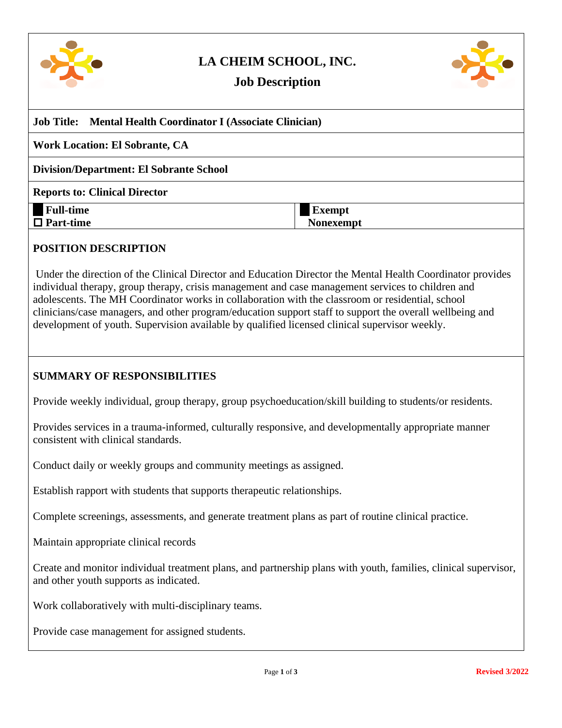# LA CHEIM SCHOOL, INC.

## Job Description

**Job Title: Mental Health Coordinator I (Associate Clinician)**

**Work Location: El Sobrante, CA**

**Division/Department: El Sobrante School**

**Reports to: Clinical Director**

| | |
|---|---|
| ■ **Full-time** | ■ **Exempt** |
| ☐ **Part-time** | **Nonexempt** |

### POSITION DESCRIPTION

Under the direction of the Clinical Director and Education Director the Mental Health Coordinator provides individual therapy, group therapy, crisis management and case management services to children and adolescents. The MH Coordinator works in collaboration with the classroom or residential, school clinicians/case managers, and other program/education support staff to support the overall wellbeing and development of youth. Supervision available by qualified licensed clinical supervisor weekly.

### SUMMARY OF RESPONSIBILITIES

Provide weekly individual, group therapy, group psychoeducation/skill building to students/or residents.

Provides services in a trauma-informed, culturally responsive, and developmentally appropriate manner consistent with clinical standards.

Conduct daily or weekly groups and community meetings as assigned.

Establish rapport with students that supports therapeutic relationships.

Complete screenings, assessments, and generate treatment plans as part of routine clinical practice.

Maintain appropriate clinical records

Create and monitor individual treatment plans, and partnership plans with youth, families, clinical supervisor, and other youth supports as indicated.

Work collaboratively with multi-disciplinary teams.

Provide case management for assigned students.

Revised 3/2022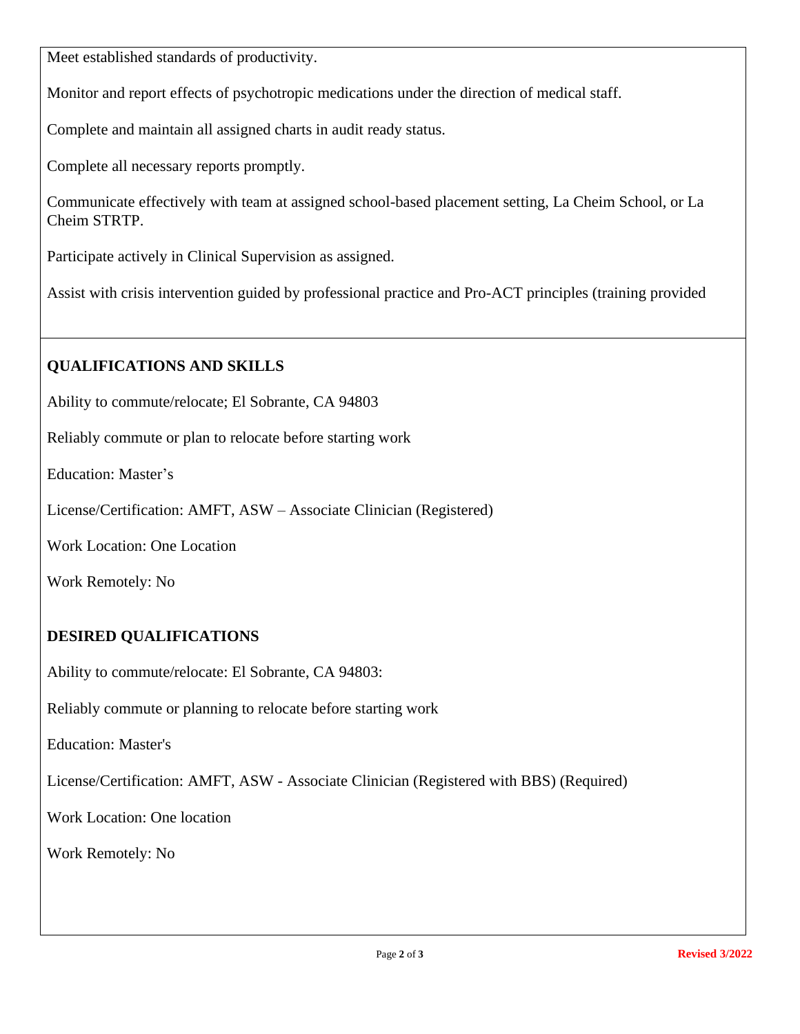Meet established standards of productivity.

Monitor and report effects of psychotropic medications under the direction of medical staff.

Complete and maintain all assigned charts in audit ready status.

Complete all necessary reports promptly.

Communicate effectively with team at assigned school-based placement setting, La Cheim School, or La Cheim STRTP.

Participate actively in Clinical Supervision as assigned.

Assist with crisis intervention guided by professional practice and Pro-ACT principles (training provided

## QUALIFICATIONS AND SKILLS

Ability to commute/relocate; El Sobrante, CA 94803

Reliably commute or plan to relocate before starting work

Education: Master’s

License/Certification: AMFT, ASW – Associate Clinician (Registered)

Work Location: One Location

Work Remotely: No

## DESIRED QUALIFICATIONS

Ability to commute/relocate: El Sobrante, CA 94803:

Reliably commute or planning to relocate before starting work

Education: Master's

License/Certification: AMFT, ASW - Associate Clinician (Registered with BBS) (Required)

Work Location: One location

Work Remotely: No

Revised 3/2022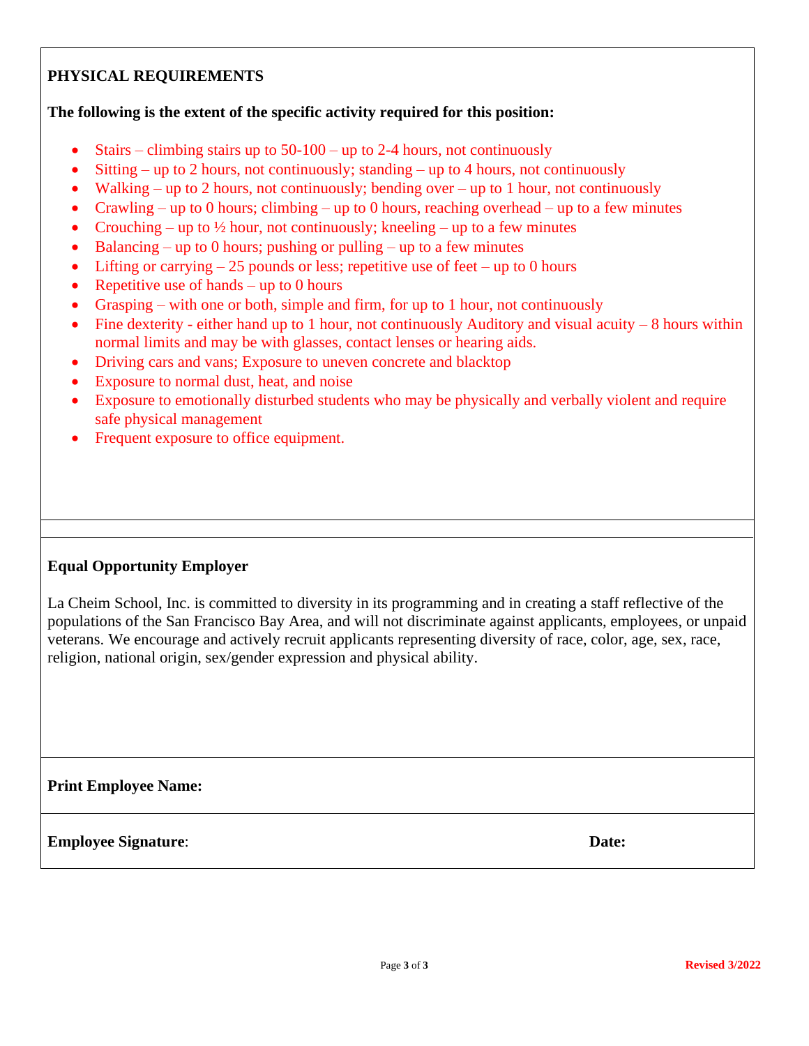**PHYSICAL REQUIREMENTS**

**The following is the extent of the specific activity required for this position:**

- Stairs – climbing stairs up to 50-100 – up to 2-4 hours, not continuously
- Sitting – up to 2 hours, not continuously; standing – up to 4 hours, not continuously
- Walking – up to 2 hours, not continuously; bending over – up to 1 hour, not continuously
- Crawling – up to 0 hours; climbing – up to 0 hours, reaching overhead – up to a few minutes
- Crouching – up to ½ hour, not continuously; kneeling – up to a few minutes
- Balancing – up to 0 hours; pushing or pulling – up to a few minutes
- Lifting or carrying – 25 pounds or less; repetitive use of feet – up to 0 hours
- Repetitive use of hands – up to 0 hours
- Grasping – with one or both, simple and firm, for up to 1 hour, not continuously
- Fine dexterity - either hand up to 1 hour, not continuously Auditory and visual acuity – 8 hours within normal limits and may be with glasses, contact lenses or hearing aids.
- Driving cars and vans; Exposure to uneven concrete and blacktop
- Exposure to normal dust, heat, and noise
- Exposure to emotionally disturbed students who may be physically and verbally violent and require safe physical management
- Frequent exposure to office equipment.

**Equal Opportunity Employer**

La Cheim School, Inc. is committed to diversity in its programming and in creating a staff reflective of the populations of the San Francisco Bay Area, and will not discriminate against applicants, employees, or unpaid veterans. We encourage and actively recruit applicants representing diversity of race, color, age, sex, race, religion, national origin, sex/gender expression and physical ability.

**Print Employee Name:**

**Employee Signature**: **Date:**

**Revised 3/2022**